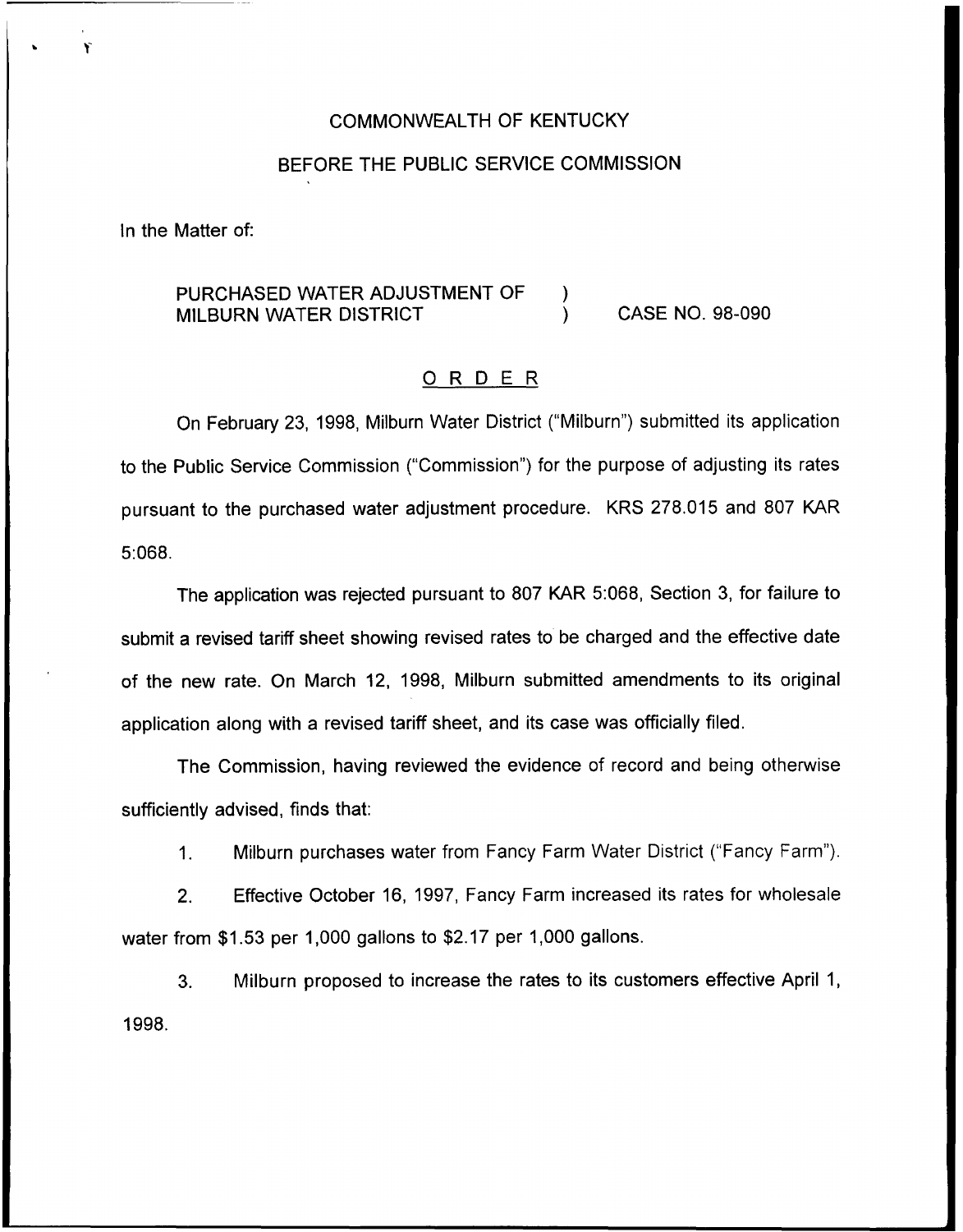COMMONWEALTH OF KENTUCKY

BEFORE THE PUBLIC SERVICE COMMISSION

In the Matter of:

PURCHASED WATER ADJUSTMENT OF MILBURN WATER DISTRICT ) CASE NO. 98-090

## O R D E R

On February 23, 1998, Milburn Water District ("Milburn") submitted its application to the Public Service Commission ("Commission") for the purpose of adjusting its rates pursuant to the purchased water adjustment procedure. KRS 278.015 and 807 KAR 5:068.

The application was rejected pursuant to 807 KAR 5:068, Section 3, for failure to submit a revised tariff sheet showing revised rates to be charged and the effective date of the new rate. On March 12, 1998, Milburn submitted amendments to its original application along with a revised tariff sheet, and its case was officially filed.

The Commission, having reviewed the evidence of record and being otherwise sufficiently advised, finds that:

1. Milburn purchases water from Fancy Farm Water District ("Fancy Farm").

2. Effective October 16, 1997, Fancy Farm increased its rates for wholesale water from $1.53 per 1,000 gallons to $2.17 per 1,000 gallons.

3. Milburn proposed to increase the rates to its customers effective April 1, 1998.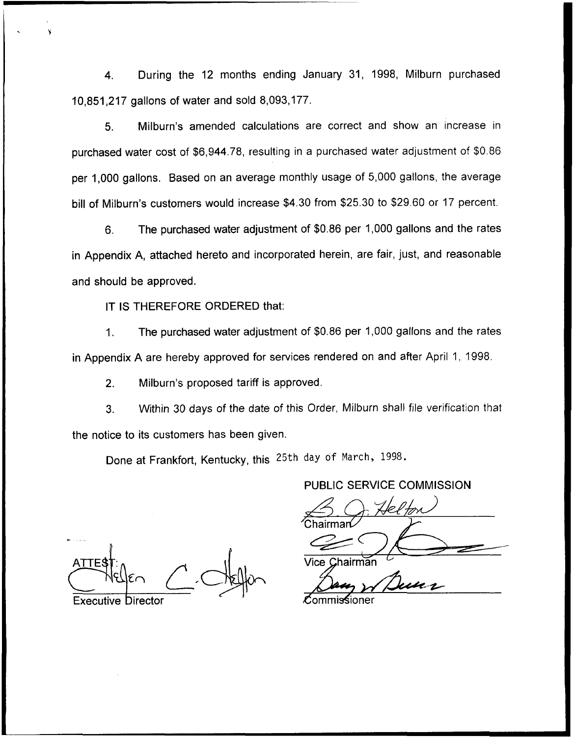4. During the 12 months ending January 31, 1998, Milburn purchased 10,851,217 gallons of water and sold 8,093,177.

5. Milburn's amended calculations are correct and show an increase in purchased water cost of $6,944.78, resulting in a purchased water adjustment of $0.86 per 1,000 gallons. Based on an average monthly usage of 5,000 gallons, the average bill of Milburn's customers would increase $4.30 from $25.30 to $29.60 or 17 percent.

6. The purchased water adjustment of $0.86 per 1,000 gallons and the rates in Appendix A, attached hereto and incorporated herein, are fair, just, and reasonable and should be approved.

IT IS THEREFORE ORDERED that:

1. The purchased water adjustment of $0.86 per 1,000 gallons and the rates in Appendix A are hereby approved for services rendered on and after April 1, 1998.

2. Milburn's proposed tariff is approved.

3. Within 30 days of the date of this Order, Milburn shall file verification that the notice to its customers has been given.

Done at Frankfort, Kentucky, this 25th day of March, 1998.

PUBLIC SERVICE COMMISSION

Chairman

Vice Chairman

Commissioner

ATTEST:

Executive Director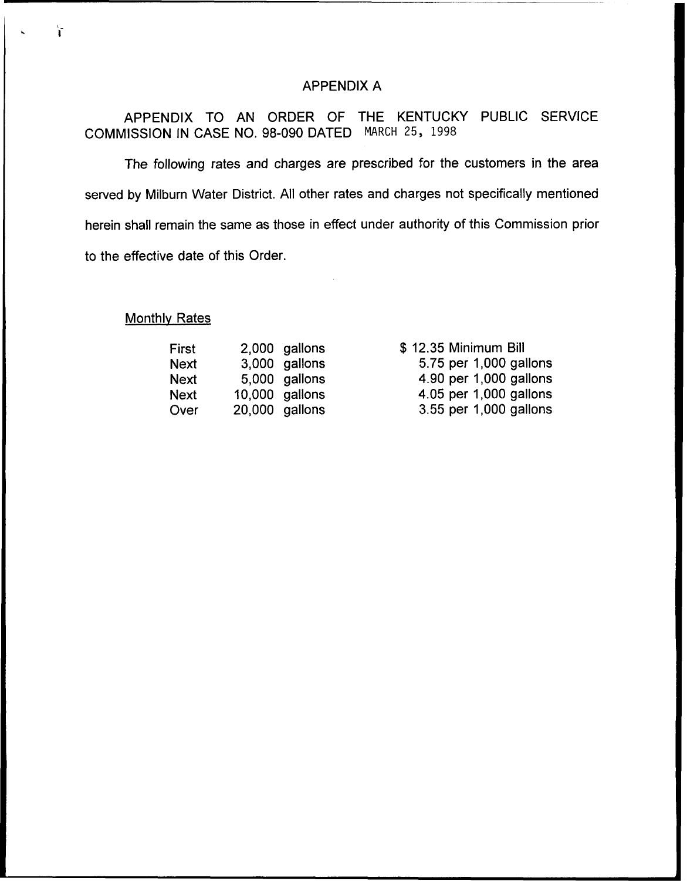# APPENDIX A

APPENDIX TO AN ORDER OF THE KENTUCKY PUBLIC SERVICE COMMISSION IN CASE NO. 98-090 DATED MARCH 25, 1998

The following rates and charges are prescribed for the customers in the area served by Milburn Water District. All other rates and charges not specifically mentioned herein shall remain the same as those in effect under authority of this Commission prior to the effective date of this Order.

Monthly Rates

| | | |
|---|---|---|
| First | 2,000 gallons | $ 12.35 Minimum Bill |
| Next | 3,000 gallons | 5.75 per 1,000 gallons |
| Next | 5,000 gallons | 4.90 per 1,000 gallons |
| Next | 10,000 gallons | 4.05 per 1,000 gallons |
| Over | 20,000 gallons | 3.55 per 1,000 gallons |